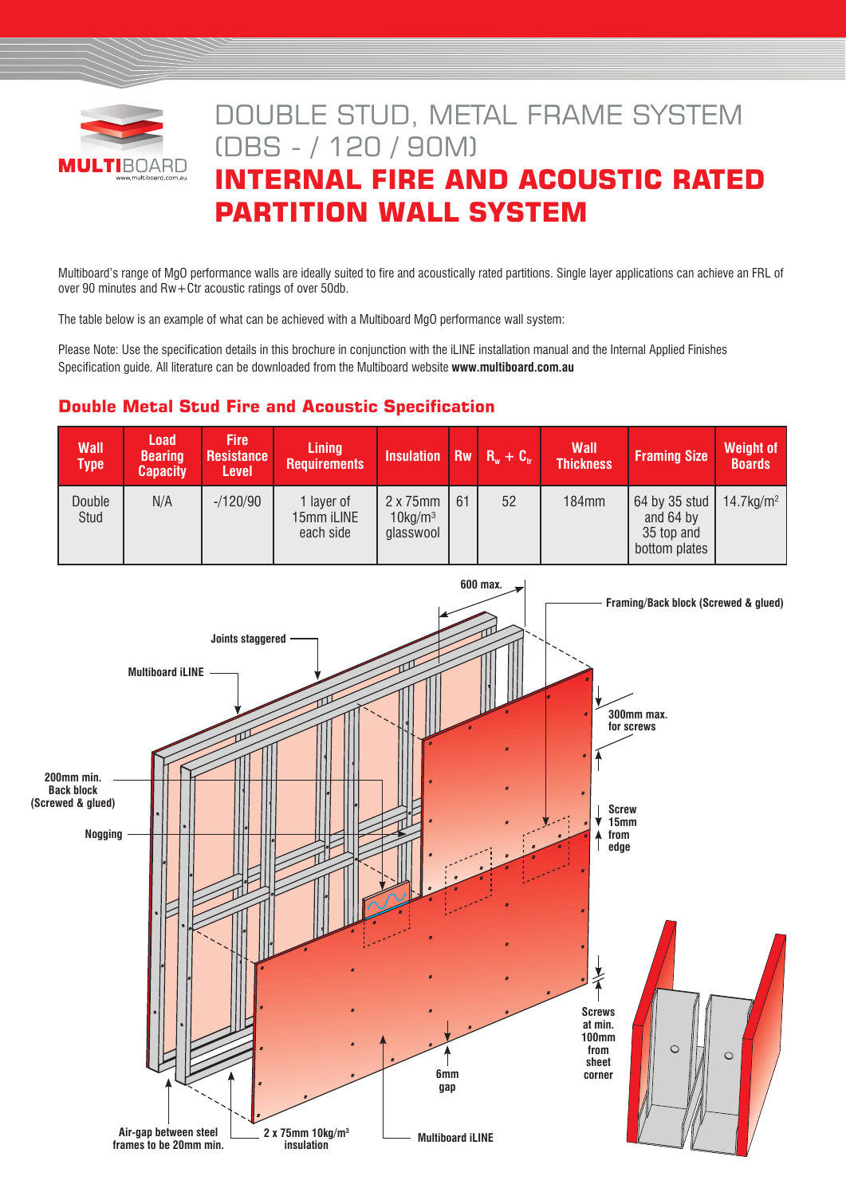# DOUBLE STUD, METAL FRAME SYSTEM (DBS - / 120 / 90M)

# INTERNAL FIRE AND ACOUSTIC RATED PARTITION WALL SYSTEM

Multiboard's range of MgO performance walls are ideally suited to fire and acoustically rated partitions. Single layer applications can achieve an FRL of over 90 minutes and Rw+Ctr acoustic ratings of over 50db.

The table below is an example of what can be achieved with a Multiboard MgO performance wall system:

Please Note: Use the specification details in this brochure in conjunction with the iLINE installation manual and the Internal Applied Finishes Specification guide. All literature can be downloaded from the Multiboard website **www.multiboard.com.au**

## Double Metal Stud Fire and Acoustic Specification

| Wall Type | Load Bearing Capacity | Fire Resistance Level | Lining Requirements | Insulation | Rw | $R_w + C_{tr}$ | Wall Thickness | Framing Size | Weight of Boards |
|---|---|---|---|---|---|---|---|---|---|
| Double Stud | N/A | -/120/90 | 1 layer of 15mm iLINE each side | 2 x 75mm 10kg/$m^3$ glasswool | 61 | 52 | 184mm | 64 by 35 stud and 64 by 35 top and bottom plates | 14.7kg/$m^2$ |

600 max.

Framing/Back block (Screwed & glued)

Joints staggered

Multiboard iLINE

300mm max. for screws

200mm min. Back block (Screwed & glued)

Nogging

Screw 15mm from edge

Screws at min. 100mm from sheet corner

6mm gap

Air-gap between steel frames to be 20mm min.

2 x 75mm 10kg/$m^3$ insulation

Multiboard iLINE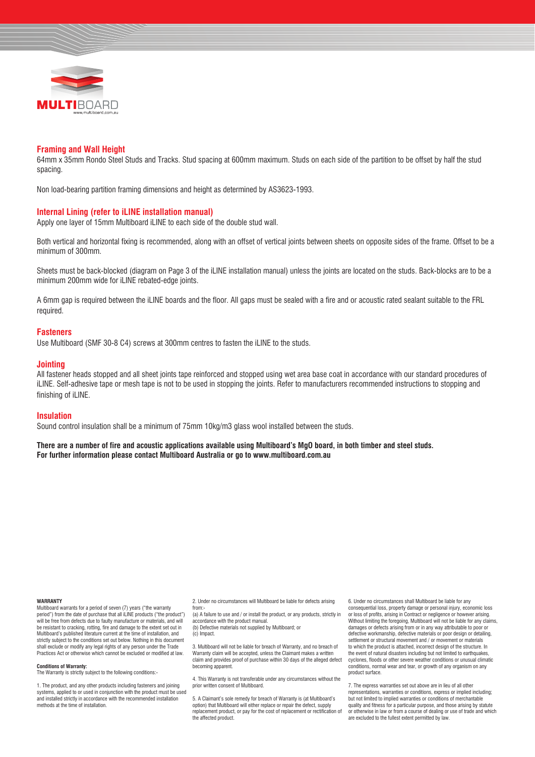## Framing and Wall Height

64mm x 35mm Rondo Steel Studs and Tracks. Stud spacing at 600mm maximum. Studs on each side of the partition to be offset by half the stud spacing.

Non load-bearing partition framing dimensions and height as determined by AS3623-1993.

## Internal Lining (refer to iLINE installation manual)

Apply one layer of 15mm Multiboard iLINE to each side of the double stud wall.

Both vertical and horizontal fixing is recommended, along with an offset of vertical joints between sheets on opposite sides of the frame. Offset to be a minimum of 300mm.

Sheets must be back-blocked (diagram on Page 3 of the iLINE installation manual) unless the joints are located on the studs. Back-blocks are to be a minimum 200mm wide for iLINE rebated-edge joints.

A 6mm gap is required between the iLINE boards and the floor. All gaps must be sealed with a fire and or acoustic rated sealant suitable to the FRL required.

## Fasteners

Use Multiboard (SMF 30-8 C4) screws at 300mm centres to fasten the iLINE to the studs.

## Jointing

All fastener heads stopped and all sheet joints tape reinforced and stopped using wet area base coat in accordance with our standard procedures of iLINE. Self-adhesive tape or mesh tape is not to be used in stopping the joints. Refer to manufacturers recommended instructions to stopping and finishing of iLINE.

## Insulation

Sound control insulation shall be a minimum of 75mm 10kg/m3 glass wool installed between the studs.

**There are a number of fire and acoustic applications available using Multiboard's MgO board, in both timber and steel studs. For further information please contact Multiboard Australia or go to www.multiboard.com.au**

**WARRANTY**

Multiboard warrants for a period of seven (7) years ("the warranty period") from the date of purchase that all iLINE products ("the product") will be free from defects due to faulty manufacture or materials, and will be resistant to cracking, rotting, fire and damage to the extent set out in Multiboard's published literature current at the time of installation, and strictly subject to the conditions set out below. Nothing in this document shall exclude or modify any legal rights of any person under the Trade Practices Act or otherwise which cannot be excluded or modified at law.

**Conditions of Warranty:**

The Warranty is strictly subject to the following conditions:-

1. The product, and any other products including fasteners and joining systems, applied to or used in conjunction with the product must be used and installed strictly in accordance with the recommended installation methods at the time of installation.

2. Under no circumstances will Multiboard be liable for defects arising from:-
(a) A failure to use and / or install the product, or any products, strictly in accordance with the product manual.
(b) Defective materials not supplied by Multiboard; or
(c) Impact.

3. Multiboard will not be liable for breach of Warranty, and no breach of Warranty claim will be accepted, unless the Claimant makes a written claim and provides proof of purchase within 30 days of the alleged defect becoming apparent.

4. This Warranty is not transferable under any circumstances without the prior written consent of Multiboard.

5. A Claimant's sole remedy for breach of Warranty is (at Multiboard's option) that Multiboard will either replace or repair the defect, supply replacement product, or pay for the cost of replacement or rectification of the affected product.

6. Under no circumstances shall Multiboard be liable for any consequential loss, property damage or personal injury, economic loss or loss of profits, arising in Contract or negligence or however arising. Without limiting the foregoing, Multiboard will not be liable for any claims, damages or defects arising from or in any way attributable to poor or defective workmanship, defective materials or poor design or detailing, settlement or structural movement and / or movement or materials to which the product is attached, incorrect design of the structure. In the event of natural disasters including but not limited to earthquakes, cyclones, floods or other severe weather conditions or unusual climatic conditions, normal wear and tear, or growth of any organism on any product surface.

7. The express warranties set out above are in lieu of all other representations, warranties or conditions, express or implied including; but not limited to implied warranties or conditions of merchantable quality and fitness for a particular purpose, and those arising by statute or otherwise in law or from a course of dealing or use of trade and which are excluded to the fullest extent permitted by law.